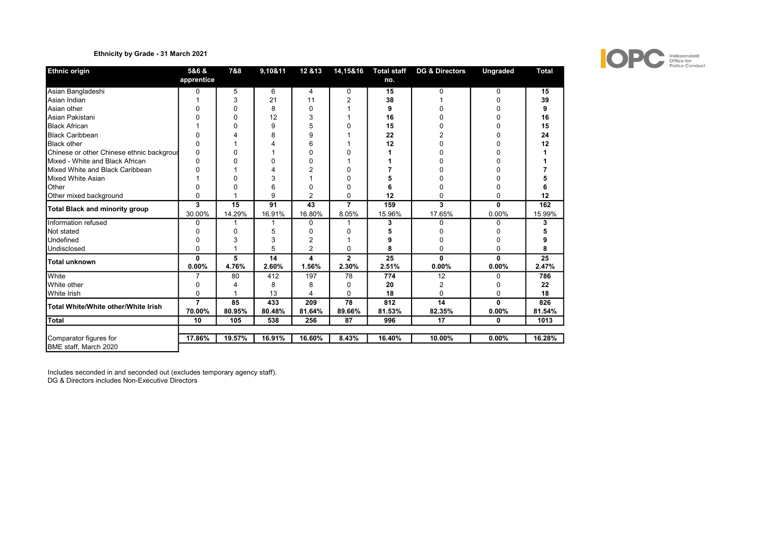**Ethnicity by Grade - 31 March 2021**

| Ethnic origin | 5&6 & apprentice | 7&8 | 9,10&11 | 12 &13 | 14,15&16 | Total staff no. | DG & Directors | Ungraded | Total |
|---|---|---|---|---|---|---|---|---|---|
| Asian Bangladeshi | 0 | 5 | 6 | 4 | 0 | **15** | 0 | 0 | **15** |
| Asian Indian | 1 | 3 | 21 | 11 | 2 | **38** | 1 | 0 | **39** |
| Asian other | 0 | 0 | 8 | 0 | 1 | **9** | 0 | 0 | **9** |
| Asian Pakistani | 0 | 0 | 12 | 3 | 1 | **16** | 0 | 0 | **16** |
| Black African | 1 | 0 | 9 | 5 | 0 | **15** | 0 | 0 | **15** |
| Black Caribbean | 0 | 4 | 8 | 9 | 1 | **22** | 2 | 0 | **24** |
| Black other | 0 | 1 | 4 | 6 | 1 | **12** | 0 | 0 | **12** |
| Chinese or other Chinese ethnic backgrour | 0 | 0 | 1 | 0 | 0 | **1** | 0 | 0 | **1** |
| Mixed - White and Black African | 0 | 0 | 0 | 0 | 1 | **1** | 0 | 0 | **1** |
| Mixed White and Black Caribbean | 0 | 1 | 4 | 2 | 0 | **7** | 0 | 0 | **7** |
| Mixed White Asian | 1 | 0 | 3 | 1 | 0 | **5** | 0 | 0 | **5** |
| Other | 0 | 0 | 6 | 0 | 0 | **6** | 0 | 0 | **6** |
| Other mixed background | 0 | 1 | 9 | 2 | 0 | **12** | 0 | 0 | **12** |
| **Total Black and minority group** | **3**<br>30.00% | **15**<br>14.29% | **91**<br>16.91% | **43**<br>16.80% | **7**<br>8.05% | **159**<br>15.96% | **3**<br>17.65% | **0**<br>0.00% | **162**<br>15.99% |
| Information refused | 0 | 1 | 1 | 0 | 1 | **3** | 0 | 0 | **3** |
| Not stated | 0 | 0 | 5 | 0 | 0 | **5** | 0 | 0 | **5** |
| Undefined | 0 | 3 | 3 | 2 | 1 | **9** | 0 | 0 | **9** |
| Undisclosed | 0 | 1 | 5 | 2 | 0 | **8** | 0 | 0 | **8** |
| **Total unknown** | **0**<br>**0.00%** | **5**<br>**4.76%** | **14**<br>**2.60%** | **4**<br>**1.56%** | **2**<br>**2.30%** | **25**<br>**2.51%** | **0**<br>**0.00%** | **0**<br>**0.00%** | **25**<br>**2.47%** |
| White | 7 | 80 | 412 | 197 | 78 | **774** | 12 | 0 | **786** |
| White other | 0 | 4 | 8 | 8 | 0 | **20** | 2 | 0 | **22** |
| White Irish | 0 | 1 | 13 | 4 | 0 | **18** | 0 | 0 | **18** |
| **Total White/White other/White Irish** | **7**<br>**70.00%** | **85**<br>**80.95%** | **433**<br>**80.48%** | **209**<br>**81.64%** | **78**<br>**89.66%** | **812**<br>**81.53%** | **14**<br>**82.35%** | **0**<br>**0.00%** | **826**<br>**81.54%** |
| **Total** | **10** | **105** | **538** | **256** | **87** | **996** | **17** | **0** | **1013** |
| Comparator figures for BME staff, March 2020 | **17.86%** | **19.57%** | **16.91%** | **16.60%** | **8.43%** | **16.40%** | **10.00%** | **0.00%** | **16.28%** |

Includes seconded in and seconded out (excludes temporary agency staff).
DG & Directors includes Non-Executive Directors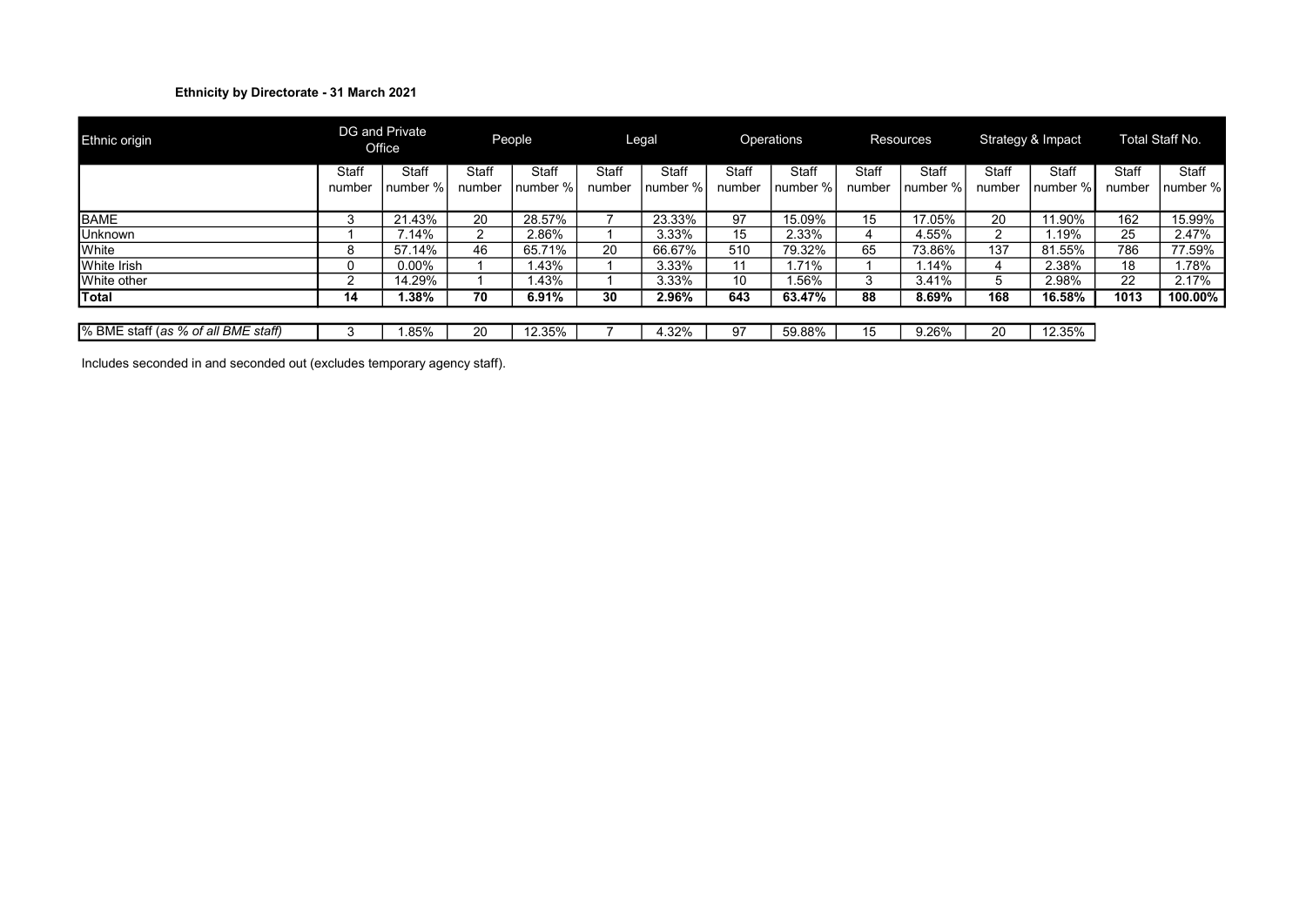**Ethnicity by Directorate - 31 March 2021**

| Ethnic origin | DG and Private Office | | People | | Legal | | Operations | | Resources | | Strategy & Impact | | Total Staff No. | |
|---|---|---|---|---|---|---|---|---|---|---|---|---|---|---|
| | Staff number | Staff number % | Staff number | Staff number % | Staff number | Staff number % | Staff number | Staff number % | Staff number | Staff number % | Staff number | Staff number % | Staff number | Staff number % |
| BAME | 3 | 21.43% | 20 | 28.57% | 7 | 23.33% | 97 | 15.09% | 15 | 17.05% | 20 | 11.90% | 162 | 15.99% |
| Unknown | 1 | 7.14% | 2 | 2.86% | 1 | 3.33% | 15 | 2.33% | 4 | 4.55% | 2 | 1.19% | 25 | 2.47% |
| White | 8 | 57.14% | 46 | 65.71% | 20 | 66.67% | 510 | 79.32% | 65 | 73.86% | 137 | 81.55% | 786 | 77.59% |
| White Irish | 0 | 0.00% | 1 | 1.43% | 1 | 3.33% | 11 | 1.71% | 1 | 1.14% | 4 | 2.38% | 18 | 1.78% |
| White other | 2 | 14.29% | 1 | 1.43% | 1 | 3.33% | 10 | 1.56% | 3 | 3.41% | 5 | 2.98% | 22 | 2.17% |
| **Total** | **14** | **1.38%** | **70** | **6.91%** | **30** | **2.96%** | **643** | **63.47%** | **88** | **8.69%** | **168** | **16.58%** | **1013** | **100.00%** |
| % BME staff (*as % of all BME staff*) | 3 | 1.85% | 20 | 12.35% | 7 | 4.32% | 97 | 59.88% | 15 | 9.26% | 20 | 12.35% | | |

Includes seconded in and seconded out (excludes temporary agency staff).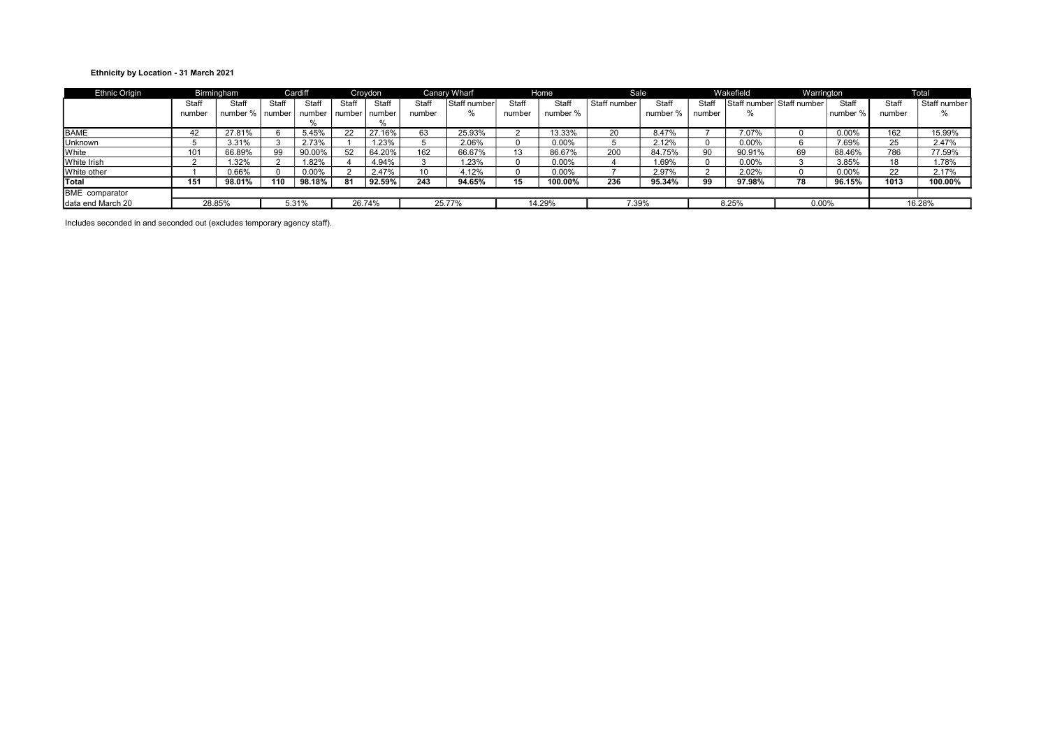**Ethnicity by Location - 31 March 2021**

| Ethnic Origin | Birmingham | | Cardiff | | Croydon | | Canary Wharf | | Home | | Sale | | Wakefield | | Warrington | | Total | |
|---|---|---|---|---|---|---|---|---|---|---|---|---|---|---|---|---|---|---|
| | Staff number | Staff number % | Staff number | Staff number % | Staff number | Staff number % | Staff number | Staff number % | Staff number | Staff number % | Staff number | Staff number % | Staff number | Staff number % | Staff number | Staff number % | Staff number | Staff number % |
| BAME | 42 | 27.81% | 6 | 5.45% | 22 | 27.16% | 63 | 25.93% | 2 | 13.33% | 20 | 8.47% | 7 | 7.07% | 0 | 0.00% | 162 | 15.99% |
| Unknown | 5 | 3.31% | 3 | 2.73% | 1 | 1.23% | 5 | 2.06% | 0 | 0.00% | 5 | 2.12% | 0 | 0.00% | 6 | 7.69% | 25 | 2.47% |
| White | 101 | 66.89% | 99 | 90.00% | 52 | 64.20% | 162 | 66.67% | 13 | 86.67% | 200 | 84.75% | 90 | 90.91% | 69 | 88.46% | 786 | 77.59% |
| White Irish | 2 | 1.32% | 2 | 1.82% | 4 | 4.94% | 3 | 1.23% | 0 | 0.00% | 4 | 1.69% | 0 | 0.00% | 3 | 3.85% | 18 | 1.78% |
| White other | 1 | 0.66% | 0 | 0.00% | 2 | 2.47% | 10 | 4.12% | 0 | 0.00% | 7 | 2.97% | 2 | 2.02% | 0 | 0.00% | 22 | 2.17% |
| **Total** | **151** | **98.01%** | **110** | **98.18%** | **81** | **92.59%** | **243** | **94.65%** | **15** | **100.00%** | **236** | **95.34%** | **99** | **97.98%** | **78** | **96.15%** | **1013** | **100.00%** |
| BME comparator data end March 20 | 28.85% | | 5.31% | | 26.74% | | 25.77% | | 14.29% | | 7.39% | | 8.25% | | 0.00% | | 16.28% | |

Includes seconded in and seconded out (excludes temporary agency staff).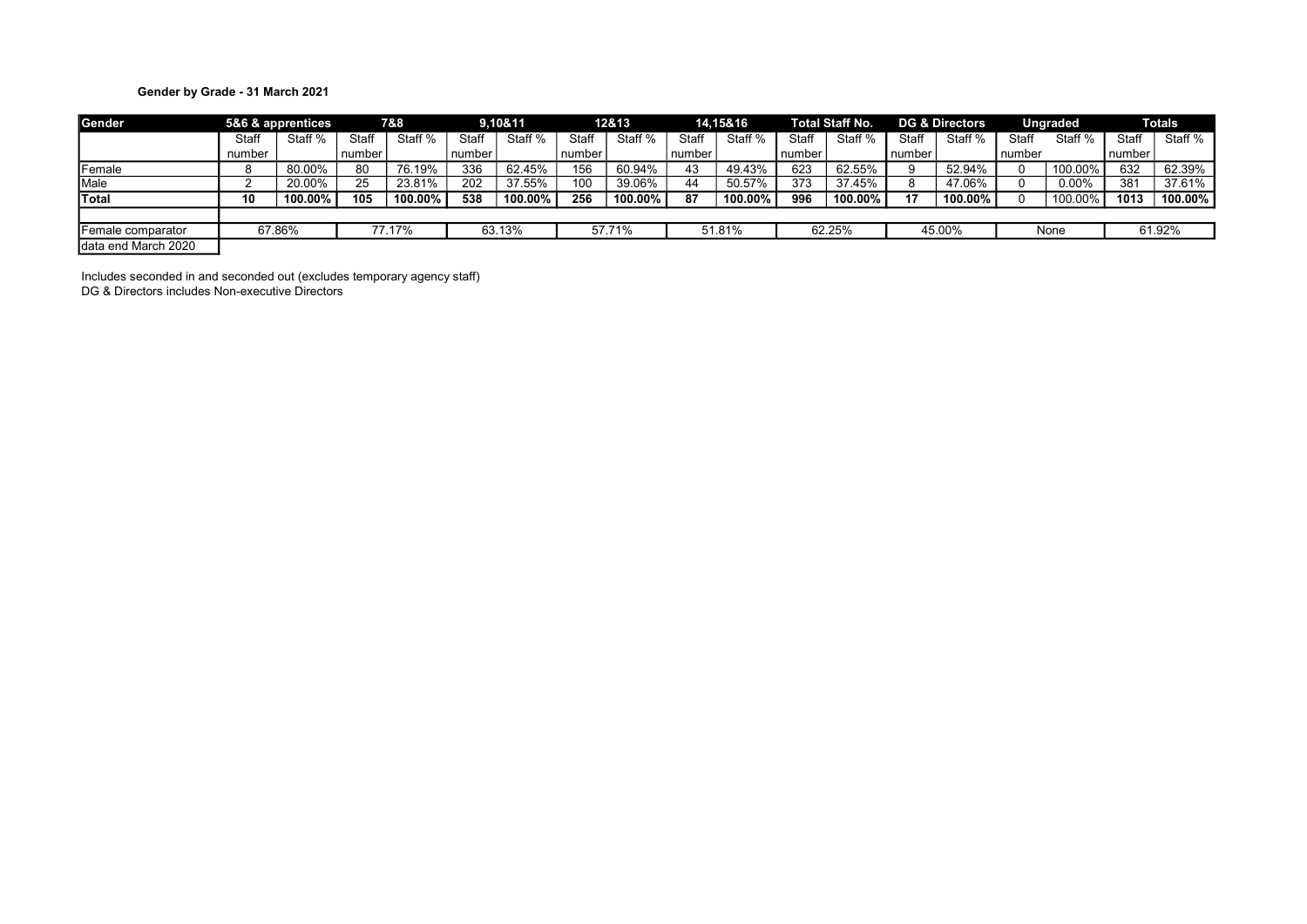**Gender by Grade - 31 March 2021**

| Gender | 5&6 & apprentices | | 7&8 | | 9,10&11 | | 12&13 | | 14,15&16 | | Total Staff No. | | DG & Directors | | Ungraded | | Totals | |
|---|---|---|---|---|---|---|---|---|---|---|---|---|---|---|---|---|---|---|
| | Staff number | Staff % | Staff number | Staff % | Staff number | Staff % | Staff number | Staff % | Staff number | Staff % | Staff number | Staff % | Staff number | Staff % | Staff number | Staff % | Staff number | Staff % |
| Female | 8 | 80.00% | 80 | 76.19% | 336 | 62.45% | 156 | 60.94% | 43 | 49.43% | 623 | 62.55% | 9 | 52.94% | 0 | 100.00% | 632 | 62.39% |
| Male | 2 | 20.00% | 25 | 23.81% | 202 | 37.55% | 100 | 39.06% | 44 | 50.57% | 373 | 37.45% | 8 | 47.06% | 0 | 0.00% | 381 | 37.61% |
| **Total** | **10** | **100.00%** | **105** | **100.00%** | **538** | **100.00%** | **256** | **100.00%** | **87** | **100.00%** | **996** | **100.00%** | **17** | **100.00%** | 0 | 100.00% | **1013** | **100.00%** |
| | | | | | | | | | | | | | | | | | | |
| Female comparator data end March 2020 | 67.86% | | 77.17% | | 63.13% | | 57.71% | | 51.81% | | 62.25% | | 45.00% | | None | | 61.92% | |

Includes seconded in and seconded out (excludes temporary agency staff)
DG & Directors includes Non-executive Directors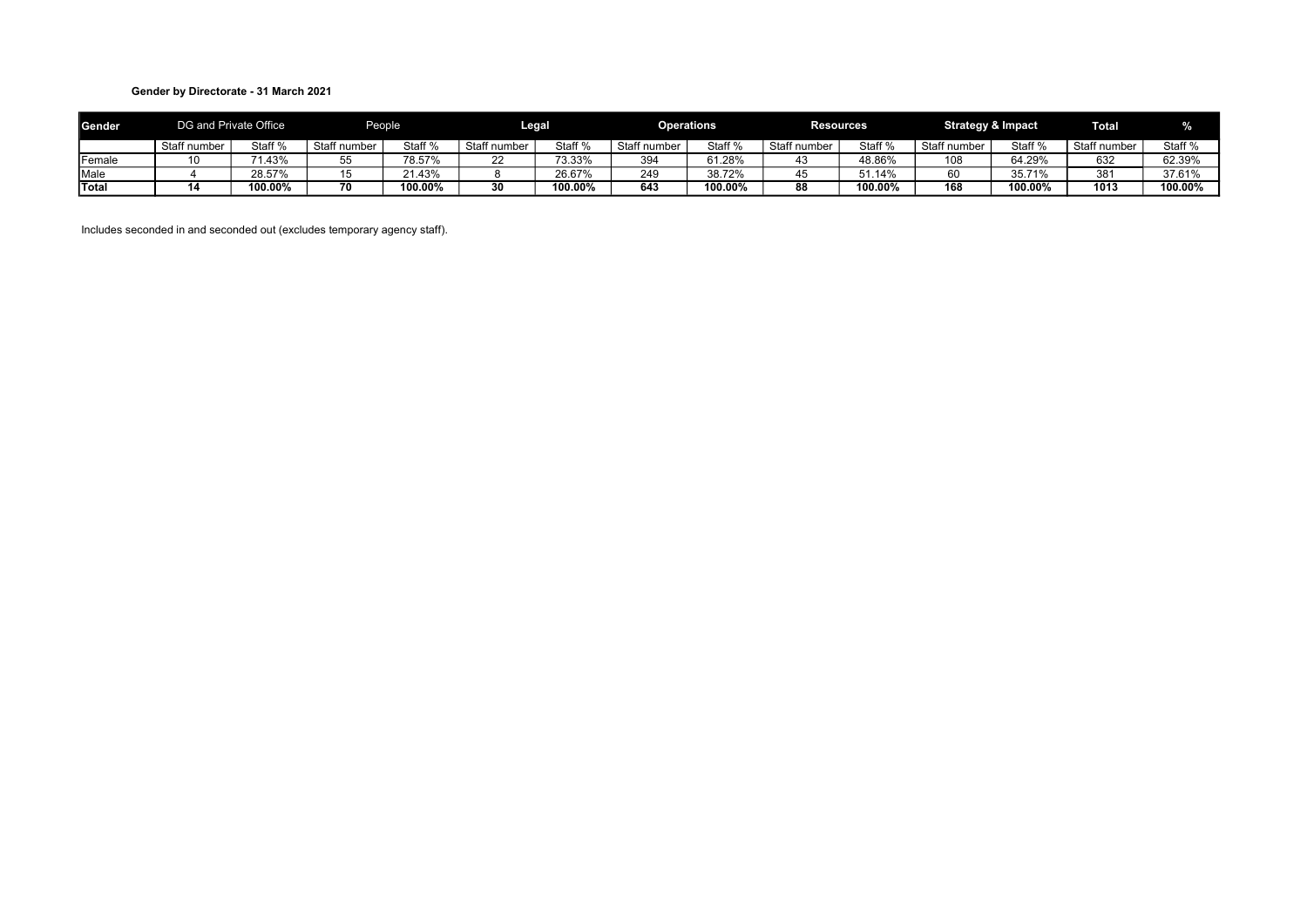**Gender by Directorate - 31 March 2021**

| Gender | DG and Private Office | | People | | Legal | | Operations | | Resources | | Strategy & Impact | | Total | % |
|---|---|---|---|---|---|---|---|---|---|---|---|---|---|---|
| | Staff number | Staff % | Staff number | Staff % | Staff number | Staff % | Staff number | Staff % | Staff number | Staff % | Staff number | Staff % | Staff number | Staff % |
| Female | 10 | 71.43% | 55 | 78.57% | 22 | 73.33% | 394 | 61.28% | 43 | 48.86% | 108 | 64.29% | 632 | 62.39% |
| Male | 4 | 28.57% | 15 | 21.43% | 8 | 26.67% | 249 | 38.72% | 45 | 51.14% | 60 | 35.71% | 381 | 37.61% |
| **Total** | **14** | **100.00%** | **70** | **100.00%** | **30** | **100.00%** | **643** | **100.00%** | **88** | **100.00%** | **168** | **100.00%** | **1013** | **100.00%** |

Includes seconded in and seconded out (excludes temporary agency staff).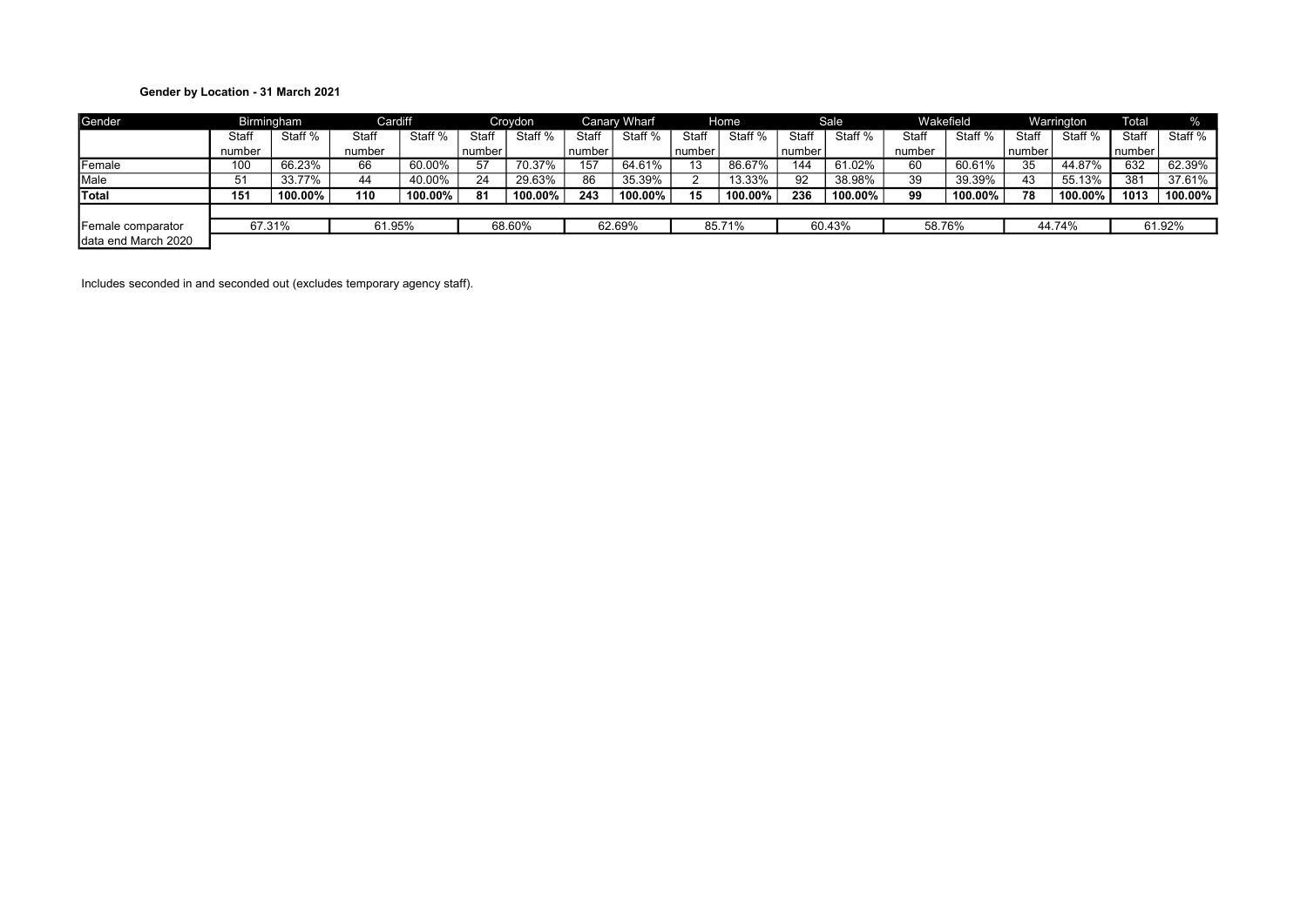**Gender by Location - 31 March 2021**

| Gender | Birmingham | | Cardiff | | Croydon | | Canary Wharf | | Home | | Sale | | Wakefield | | Warrington | | Total | % |
|---|---|---|---|---|---|---|---|---|---|---|---|---|---|---|---|---|---|---|
| | Staff number | Staff % | Staff number | Staff % | Staff number | Staff % | Staff number | Staff % | Staff number | Staff % | Staff number | Staff % | Staff number | Staff % | Staff number | Staff % | Staff number | Staff % |
| Female | 100 | 66.23% | 66 | 60.00% | 57 | 70.37% | 157 | 64.61% | 13 | 86.67% | 144 | 61.02% | 60 | 60.61% | 35 | 44.87% | 632 | 62.39% |
| Male | 51 | 33.77% | 44 | 40.00% | 24 | 29.63% | 86 | 35.39% | 2 | 13.33% | 92 | 38.98% | 39 | 39.39% | 43 | 55.13% | 381 | 37.61% |
| **Total** | **151** | **100.00%** | **110** | **100.00%** | **81** | **100.00%** | **243** | **100.00%** | **15** | **100.00%** | **236** | **100.00%** | **99** | **100.00%** | **78** | **100.00%** | **1013** | **100.00%** |
| Female comparator data end March 2020 | 67.31% | | 61.95% | | 68.60% | | 62.69% | | 85.71% | | 60.43% | | 58.76% | | 44.74% | | 61.92% | |

Includes seconded in and seconded out (excludes temporary agency staff).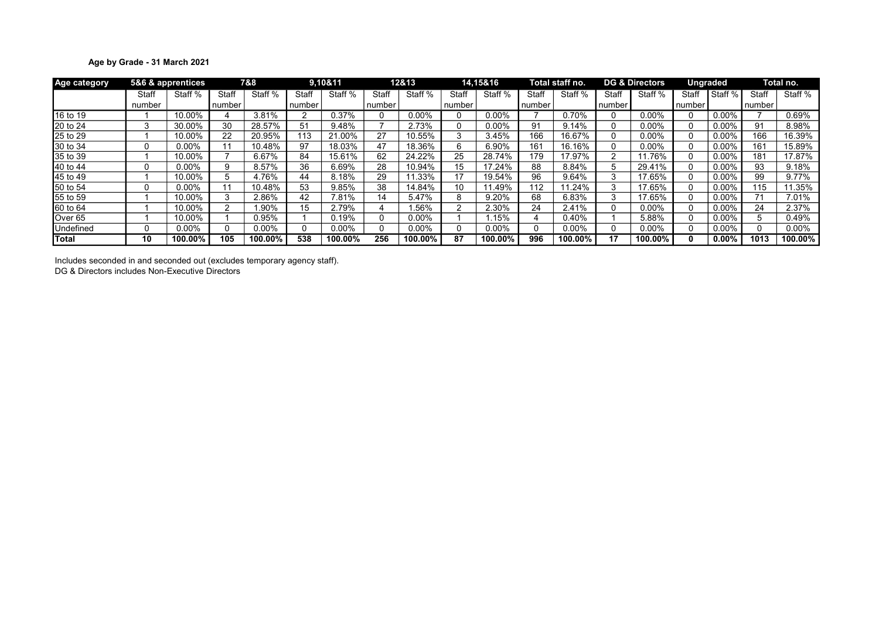**Age by Grade - 31 March 2021**

| Age category | 5&6 & apprentices | | 7&8 | | 9,10&11 | | 12&13 | | 14,15&16 | | Total staff no. | | DG & Directors | | Ungraded | | Total no. | |
|---|---|---|---|---|---|---|---|---|---|---|---|---|---|---|---|---|---|---|
| | Staff number | Staff % | Staff number | Staff % | Staff number | Staff % | Staff number | Staff % | Staff number | Staff % | Staff number | Staff % | Staff number | Staff % | Staff number | Staff % | Staff number | Staff % |
| 16 to 19 | 1 | 10.00% | 4 | 3.81% | 2 | 0.37% | 0 | 0.00% | 0 | 0.00% | 7 | 0.70% | 0 | 0.00% | 0 | 0.00% | 7 | 0.69% |
| 20 to 24 | 3 | 30.00% | 30 | 28.57% | 51 | 9.48% | 7 | 2.73% | 0 | 0.00% | 91 | 9.14% | 0 | 0.00% | 0 | 0.00% | 91 | 8.98% |
| 25 to 29 | 1 | 10.00% | 22 | 20.95% | 113 | 21.00% | 27 | 10.55% | 3 | 3.45% | 166 | 16.67% | 0 | 0.00% | 0 | 0.00% | 166 | 16.39% |
| 30 to 34 | 0 | 0.00% | 11 | 10.48% | 97 | 18.03% | 47 | 18.36% | 6 | 6.90% | 161 | 16.16% | 0 | 0.00% | 0 | 0.00% | 161 | 15.89% |
| 35 to 39 | 1 | 10.00% | 7 | 6.67% | 84 | 15.61% | 62 | 24.22% | 25 | 28.74% | 179 | 17.97% | 2 | 11.76% | 0 | 0.00% | 181 | 17.87% |
| 40 to 44 | 0 | 0.00% | 9 | 8.57% | 36 | 6.69% | 28 | 10.94% | 15 | 17.24% | 88 | 8.84% | 5 | 29.41% | 0 | 0.00% | 93 | 9.18% |
| 45 to 49 | 1 | 10.00% | 5 | 4.76% | 44 | 8.18% | 29 | 11.33% | 17 | 19.54% | 96 | 9.64% | 3 | 17.65% | 0 | 0.00% | 99 | 9.77% |
| 50 to 54 | 0 | 0.00% | 11 | 10.48% | 53 | 9.85% | 38 | 14.84% | 10 | 11.49% | 112 | 11.24% | 3 | 17.65% | 0 | 0.00% | 115 | 11.35% |
| 55 to 59 | 1 | 10.00% | 3 | 2.86% | 42 | 7.81% | 14 | 5.47% | 8 | 9.20% | 68 | 6.83% | 3 | 17.65% | 0 | 0.00% | 71 | 7.01% |
| 60 to 64 | 1 | 10.00% | 2 | 1.90% | 15 | 2.79% | 4 | 1.56% | 2 | 2.30% | 24 | 2.41% | 0 | 0.00% | 0 | 0.00% | 24 | 2.37% |
| Over 65 | 1 | 10.00% | 1 | 0.95% | 1 | 0.19% | 0 | 0.00% | 1 | 1.15% | 4 | 0.40% | 1 | 5.88% | 0 | 0.00% | 5 | 0.49% |
| Undefined | 0 | 0.00% | 0 | 0.00% | 0 | 0.00% | 0 | 0.00% | 0 | 0.00% | 0 | 0.00% | 0 | 0.00% | 0 | 0.00% | 0 | 0.00% |
| **Total** | **10** | **100.00%** | **105** | **100.00%** | **538** | **100.00%** | **256** | **100.00%** | **87** | **100.00%** | **996** | **100.00%** | **17** | **100.00%** | **0** | **0.00%** | **1013** | **100.00%** |

Includes seconded in and seconded out (excludes temporary agency staff).
DG & Directors includes Non-Executive Directors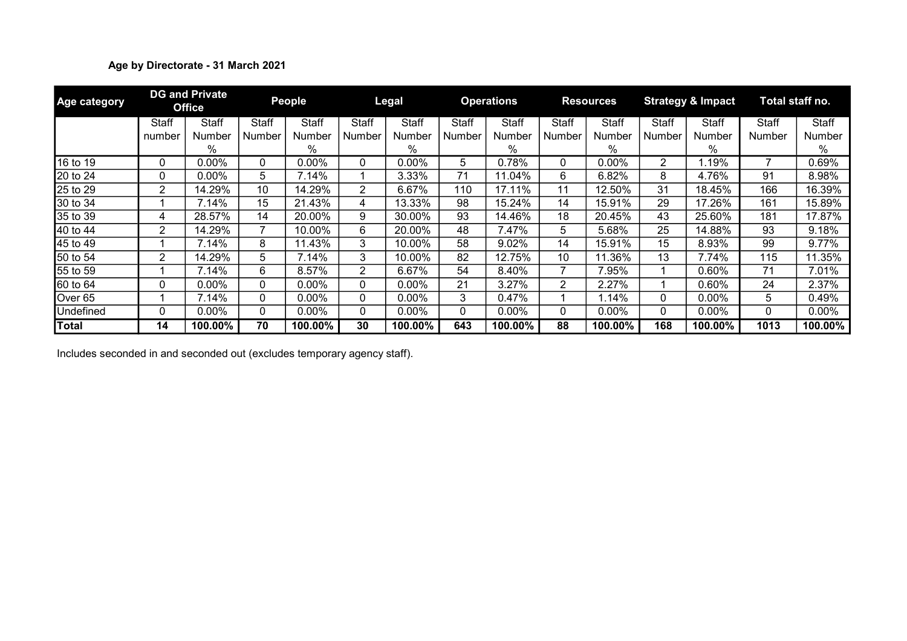### Age by Directorate - 31 March 2021

| Age category | DG and Private Office | | People | | Legal | | Operations | | Resources | | Strategy & Impact | | Total staff no. | |
|---|---|---|---|---|---|---|---|---|---|---|---|---|---|---|
| | Staff number | Staff Number % | Staff Number | Staff Number % | Staff Number | Staff Number % | Staff Number | Staff Number % | Staff Number | Staff Number % | Staff Number | Staff Number % | Staff Number | Staff Number % |
| 16 to 19 | 0 | 0.00% | 0 | 0.00% | 0 | 0.00% | 5 | 0.78% | 0 | 0.00% | 2 | 1.19% | 7 | 0.69% |
| 20 to 24 | 0 | 0.00% | 5 | 7.14% | 1 | 3.33% | 71 | 11.04% | 6 | 6.82% | 8 | 4.76% | 91 | 8.98% |
| 25 to 29 | 2 | 14.29% | 10 | 14.29% | 2 | 6.67% | 110 | 17.11% | 11 | 12.50% | 31 | 18.45% | 166 | 16.39% |
| 30 to 34 | 1 | 7.14% | 15 | 21.43% | 4 | 13.33% | 98 | 15.24% | 14 | 15.91% | 29 | 17.26% | 161 | 15.89% |
| 35 to 39 | 4 | 28.57% | 14 | 20.00% | 9 | 30.00% | 93 | 14.46% | 18 | 20.45% | 43 | 25.60% | 181 | 17.87% |
| 40 to 44 | 2 | 14.29% | 7 | 10.00% | 6 | 20.00% | 48 | 7.47% | 5 | 5.68% | 25 | 14.88% | 93 | 9.18% |
| 45 to 49 | 1 | 7.14% | 8 | 11.43% | 3 | 10.00% | 58 | 9.02% | 14 | 15.91% | 15 | 8.93% | 99 | 9.77% |
| 50 to 54 | 2 | 14.29% | 5 | 7.14% | 3 | 10.00% | 82 | 12.75% | 10 | 11.36% | 13 | 7.74% | 115 | 11.35% |
| 55 to 59 | 1 | 7.14% | 6 | 8.57% | 2 | 6.67% | 54 | 8.40% | 7 | 7.95% | 1 | 0.60% | 71 | 7.01% |
| 60 to 64 | 0 | 0.00% | 0 | 0.00% | 0 | 0.00% | 21 | 3.27% | 2 | 2.27% | 1 | 0.60% | 24 | 2.37% |
| Over 65 | 1 | 7.14% | 0 | 0.00% | 0 | 0.00% | 3 | 0.47% | 1 | 1.14% | 0 | 0.00% | 5 | 0.49% |
| Undefined | 0 | 0.00% | 0 | 0.00% | 0 | 0.00% | 0 | 0.00% | 0 | 0.00% | 0 | 0.00% | 0 | 0.00% |
| **Total** | **14** | **100.00%** | **70** | **100.00%** | **30** | **100.00%** | **643** | **100.00%** | **88** | **100.00%** | **168** | **100.00%** | **1013** | **100.00%** |

Includes seconded in and seconded out (excludes temporary agency staff).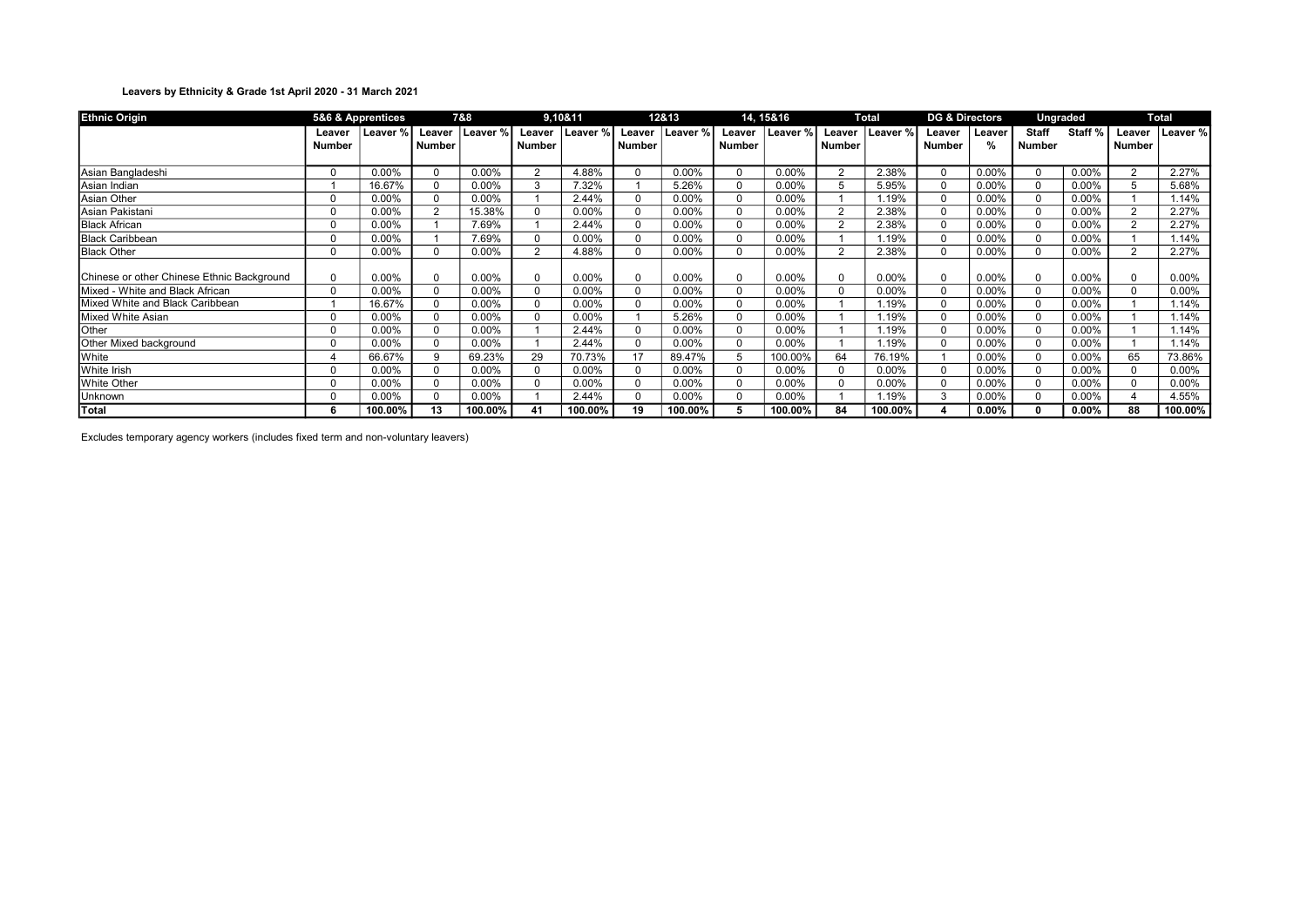**Leavers by Ethnicity & Grade 1st April 2020 - 31 March 2021**

| Ethnic Origin | 5&6 & Apprentices | | 7&8 | | 9,10&11 | | 12&13 | | 14, 15&16 | | Total | | DG & Directors | | Ungraded | | Total | |
|---|---|---|---|---|---|---|---|---|---|---|---|---|---|---|---|---|---|---|
| | Leaver Number | Leaver % | Leaver Number | Leaver % | Leaver Number | Leaver % | Leaver Number | Leaver % | Leaver Number | Leaver % | Leaver Number | Leaver % | Leaver Number | Leaver % | Staff Number | Staff % | Leaver Number | Leaver % |
| Asian Bangladeshi | 0 | 0.00% | 0 | 0.00% | 2 | 4.88% | 0 | 0.00% | 0 | 0.00% | 2 | 2.38% | 0 | 0.00% | 0 | 0.00% | 2 | 2.27% |
| Asian Indian | 1 | 16.67% | 0 | 0.00% | 3 | 7.32% | 1 | 5.26% | 0 | 0.00% | 5 | 5.95% | 0 | 0.00% | 0 | 0.00% | 5 | 5.68% |
| Asian Other | 0 | 0.00% | 0 | 0.00% | 1 | 2.44% | 0 | 0.00% | 0 | 0.00% | 1 | 1.19% | 0 | 0.00% | 0 | 0.00% | 1 | 1.14% |
| Asian Pakistani | 0 | 0.00% | 2 | 15.38% | 0 | 0.00% | 0 | 0.00% | 0 | 0.00% | 2 | 2.38% | 0 | 0.00% | 0 | 0.00% | 2 | 2.27% |
| Black African | 0 | 0.00% | 1 | 7.69% | 1 | 2.44% | 0 | 0.00% | 0 | 0.00% | 2 | 2.38% | 0 | 0.00% | 0 | 0.00% | 2 | 2.27% |
| Black Caribbean | 0 | 0.00% | 1 | 7.69% | 0 | 0.00% | 0 | 0.00% | 0 | 0.00% | 1 | 1.19% | 0 | 0.00% | 0 | 0.00% | 1 | 1.14% |
| Black Other | 0 | 0.00% | 0 | 0.00% | 2 | 4.88% | 0 | 0.00% | 0 | 0.00% | 2 | 2.38% | 0 | 0.00% | 0 | 0.00% | 2 | 2.27% |
| Chinese or other Chinese Ethnic Background | 0 | 0.00% | 0 | 0.00% | 0 | 0.00% | 0 | 0.00% | 0 | 0.00% | 0 | 0.00% | 0 | 0.00% | 0 | 0.00% | 0 | 0.00% |
| Mixed - White and Black African | 0 | 0.00% | 0 | 0.00% | 0 | 0.00% | 0 | 0.00% | 0 | 0.00% | 0 | 0.00% | 0 | 0.00% | 0 | 0.00% | 0 | 0.00% |
| Mixed White and Black Caribbean | 1 | 16.67% | 0 | 0.00% | 0 | 0.00% | 0 | 0.00% | 0 | 0.00% | 1 | 1.19% | 0 | 0.00% | 0 | 0.00% | 1 | 1.14% |
| Mixed White Asian | 0 | 0.00% | 0 | 0.00% | 0 | 0.00% | 1 | 5.26% | 0 | 0.00% | 1 | 1.19% | 0 | 0.00% | 0 | 0.00% | 1 | 1.14% |
| Other | 0 | 0.00% | 0 | 0.00% | 1 | 2.44% | 0 | 0.00% | 0 | 0.00% | 1 | 1.19% | 0 | 0.00% | 0 | 0.00% | 1 | 1.14% |
| Other Mixed background | 0 | 0.00% | 0 | 0.00% | 1 | 2.44% | 0 | 0.00% | 0 | 0.00% | 1 | 1.19% | 0 | 0.00% | 0 | 0.00% | 1 | 1.14% |
| White | 4 | 66.67% | 9 | 69.23% | 29 | 70.73% | 17 | 89.47% | 5 | 100.00% | 64 | 76.19% | 1 | 0.00% | 0 | 0.00% | 65 | 73.86% |
| White Irish | 0 | 0.00% | 0 | 0.00% | 0 | 0.00% | 0 | 0.00% | 0 | 0.00% | 0 | 0.00% | 0 | 0.00% | 0 | 0.00% | 0 | 0.00% |
| White Other | 0 | 0.00% | 0 | 0.00% | 0 | 0.00% | 0 | 0.00% | 0 | 0.00% | 0 | 0.00% | 0 | 0.00% | 0 | 0.00% | 0 | 0.00% |
| Unknown | 0 | 0.00% | 0 | 0.00% | 1 | 2.44% | 0 | 0.00% | 0 | 0.00% | 1 | 1.19% | 3 | 0.00% | 0 | 0.00% | 4 | 4.55% |
| **Total** | **6** | **100.00%** | **13** | **100.00%** | **41** | **100.00%** | **19** | **100.00%** | **5** | **100.00%** | **84** | **100.00%** | **4** | **0.00%** | **0** | **0.00%** | **88** | **100.00%** |

Excludes temporary agency workers (includes fixed term and non-voluntary leavers)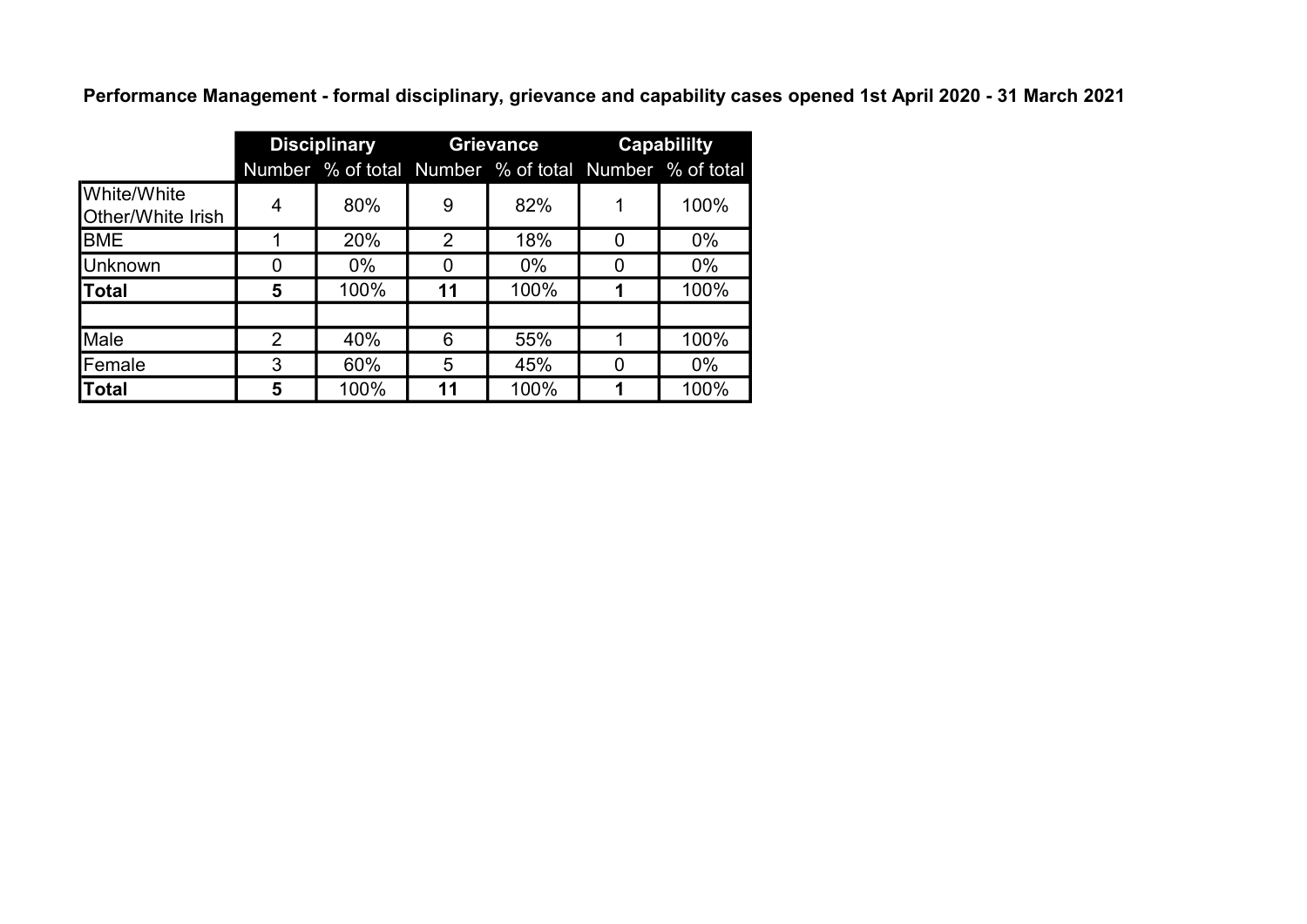**Performance Management - formal disciplinary, grievance and capability cases opened 1st April 2020 - 31 March 2021**

| | Disciplinary | | Grievance | | Capabililty | |
|---|---|---|---|---|---|---|
| | Number | % of total | Number | % of total | Number | % of total |
| White/White Other/White Irish | 4 | 80% | 9 | 82% | 1 | 100% |
| BME | 1 | 20% | 2 | 18% | 0 | 0% |
| Unknown | 0 | 0% | 0 | 0% | 0 | 0% |
| **Total** | **5** | 100% | **11** | 100% | **1** | 100% |
| | | | | | | |
| Male | 2 | 40% | 6 | 55% | 1 | 100% |
| Female | 3 | 60% | 5 | 45% | 0 | 0% |
| **Total** | **5** | 100% | **11** | 100% | **1** | 100% |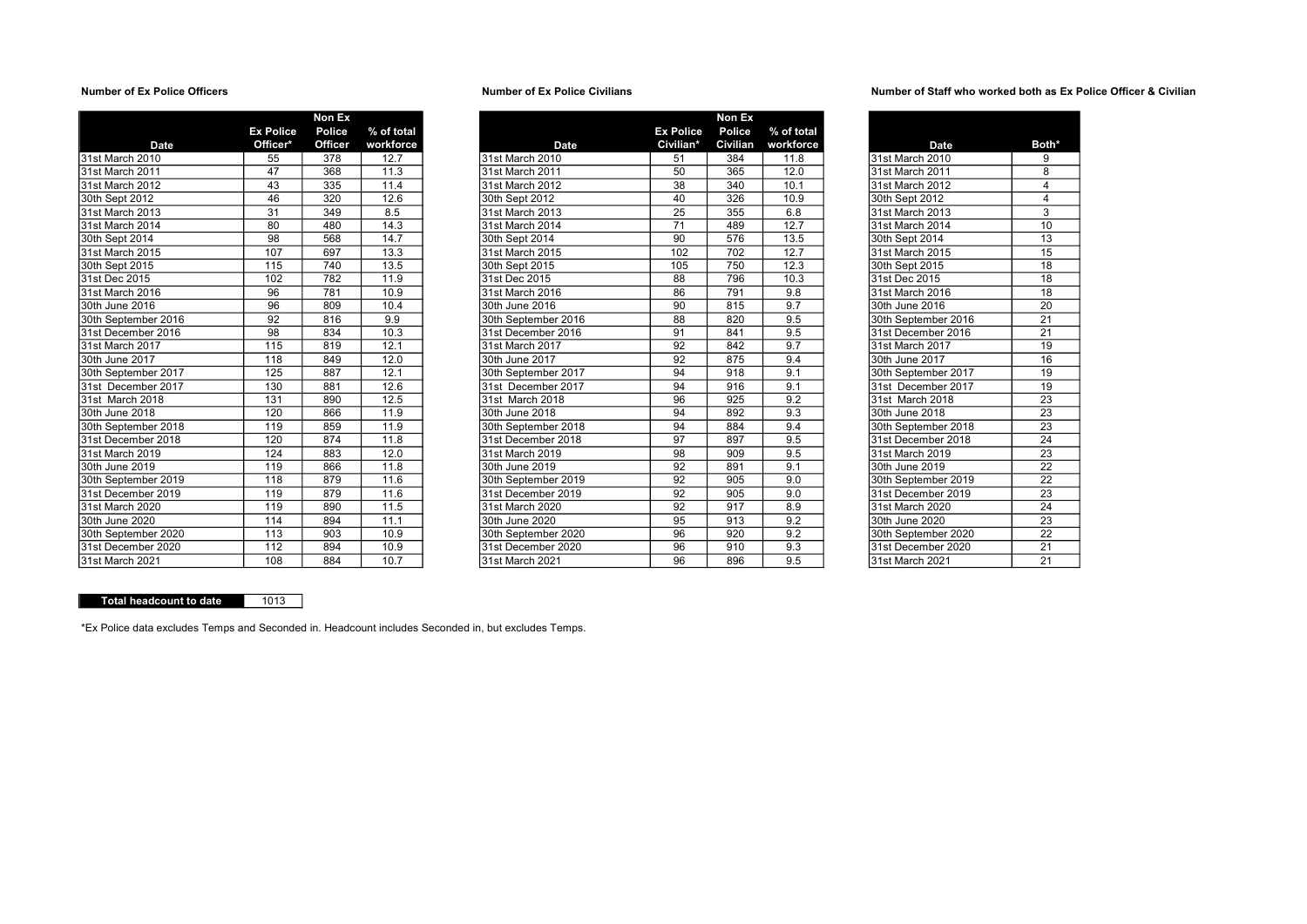**Number of Ex Police Officers**

| Date | Ex Police Officer* | Non Ex Police Officer | % of total workforce |
|---|---|---|---|
| 31st March 2010 | 55 | 378 | 12.7 |
| 31st March 2011 | 47 | 368 | 11.3 |
| 31st March 2012 | 43 | 335 | 11.4 |
| 30th Sept 2012 | 46 | 320 | 12.6 |
| 31st March 2013 | 31 | 349 | 8.5 |
| 31st March 2014 | 80 | 480 | 14.3 |
| 30th Sept 2014 | 98 | 568 | 14.7 |
| 31st March 2015 | 107 | 697 | 13.3 |
| 30th Sept 2015 | 115 | 740 | 13.5 |
| 31st Dec 2015 | 102 | 782 | 11.9 |
| 31st March 2016 | 96 | 781 | 10.9 |
| 30th June 2016 | 96 | 809 | 10.4 |
| 30th September 2016 | 92 | 816 | 9.9 |
| 31st December 2016 | 98 | 834 | 10.3 |
| 31st March 2017 | 115 | 819 | 12.1 |
| 30th June 2017 | 118 | 849 | 12.0 |
| 30th September 2017 | 125 | 887 | 12.1 |
| 31st December 2017 | 130 | 881 | 12.6 |
| 31st March 2018 | 131 | 890 | 12.5 |
| 30th June 2018 | 120 | 866 | 11.9 |
| 30th September 2018 | 119 | 859 | 11.9 |
| 31st December 2018 | 120 | 874 | 11.8 |
| 31st March 2019 | 124 | 883 | 12.0 |
| 30th June 2019 | 119 | 866 | 11.8 |
| 30th September 2019 | 118 | 879 | 11.6 |
| 31st December 2019 | 119 | 879 | 11.6 |
| 31st March 2020 | 119 | 890 | 11.5 |
| 30th June 2020 | 114 | 894 | 11.1 |
| 30th September 2020 | 113 | 903 | 10.9 |
| 31st December 2020 | 112 | 894 | 10.9 |
| 31st March 2021 | 108 | 884 | 10.7 |

**Number of Ex Police Civilians**

| Date | Ex Police Civilian* | Non Ex Police Civilian | % of total workforce |
|---|---|---|---|
| 31st March 2010 | 51 | 384 | 11.8 |
| 31st March 2011 | 50 | 365 | 12.0 |
| 31st March 2012 | 38 | 340 | 10.1 |
| 30th Sept 2012 | 40 | 326 | 10.9 |
| 31st March 2013 | 25 | 355 | 6.8 |
| 31st March 2014 | 71 | 489 | 12.7 |
| 30th Sept 2014 | 90 | 576 | 13.5 |
| 31st March 2015 | 102 | 702 | 12.7 |
| 30th Sept 2015 | 105 | 750 | 12.3 |
| 31st Dec 2015 | 88 | 796 | 10.3 |
| 31st March 2016 | 86 | 791 | 9.8 |
| 30th June 2016 | 90 | 815 | 9.7 |
| 30th September 2016 | 88 | 820 | 9.5 |
| 31st December 2016 | 91 | 841 | 9.5 |
| 31st March 2017 | 92 | 842 | 9.7 |
| 30th June 2017 | 92 | 875 | 9.4 |
| 30th September 2017 | 94 | 918 | 9.1 |
| 31st December 2017 | 94 | 916 | 9.1 |
| 31st March 2018 | 96 | 925 | 9.2 |
| 30th June 2018 | 94 | 892 | 9.3 |
| 30th September 2018 | 94 | 884 | 9.4 |
| 31st December 2018 | 97 | 897 | 9.5 |
| 31st March 2019 | 98 | 909 | 9.5 |
| 30th June 2019 | 92 | 891 | 9.1 |
| 30th September 2019 | 92 | 905 | 9.0 |
| 31st December 2019 | 92 | 905 | 9.0 |
| 31st March 2020 | 92 | 917 | 8.9 |
| 30th June 2020 | 95 | 913 | 9.2 |
| 30th September 2020 | 96 | 920 | 9.2 |
| 31st December 2020 | 96 | 910 | 9.3 |
| 31st March 2021 | 96 | 896 | 9.5 |

**Number of Staff who worked both as Ex Police Officer & Civilian**

| Date | Both* |
|---|---|
| 31st March 2010 | 9 |
| 31st March 2011 | 8 |
| 31st March 2012 | 4 |
| 30th Sept 2012 | 4 |
| 31st March 2013 | 3 |
| 31st March 2014 | 10 |
| 30th Sept 2014 | 13 |
| 31st March 2015 | 15 |
| 30th Sept 2015 | 18 |
| 31st Dec 2015 | 18 |
| 31st March 2016 | 18 |
| 30th June 2016 | 20 |
| 30th September 2016 | 21 |
| 31st December 2016 | 21 |
| 31st March 2017 | 19 |
| 30th June 2017 | 16 |
| 30th September 2017 | 19 |
| 31st December 2017 | 19 |
| 31st March 2018 | 23 |
| 30th June 2018 | 23 |
| 30th September 2018 | 23 |
| 31st December 2018 | 24 |
| 31st March 2019 | 23 |
| 30th June 2019 | 22 |
| 30th September 2019 | 22 |
| 31st December 2019 | 23 |
| 31st March 2020 | 24 |
| 30th June 2020 | 23 |
| 30th September 2020 | 22 |
| 31st December 2020 | 21 |
| 31st March 2021 | 21 |

| Total headcount to date | 1013 |
|---|---|

*Ex Police data excludes Temps and Seconded in. Headcount includes Seconded in, but excludes Temps.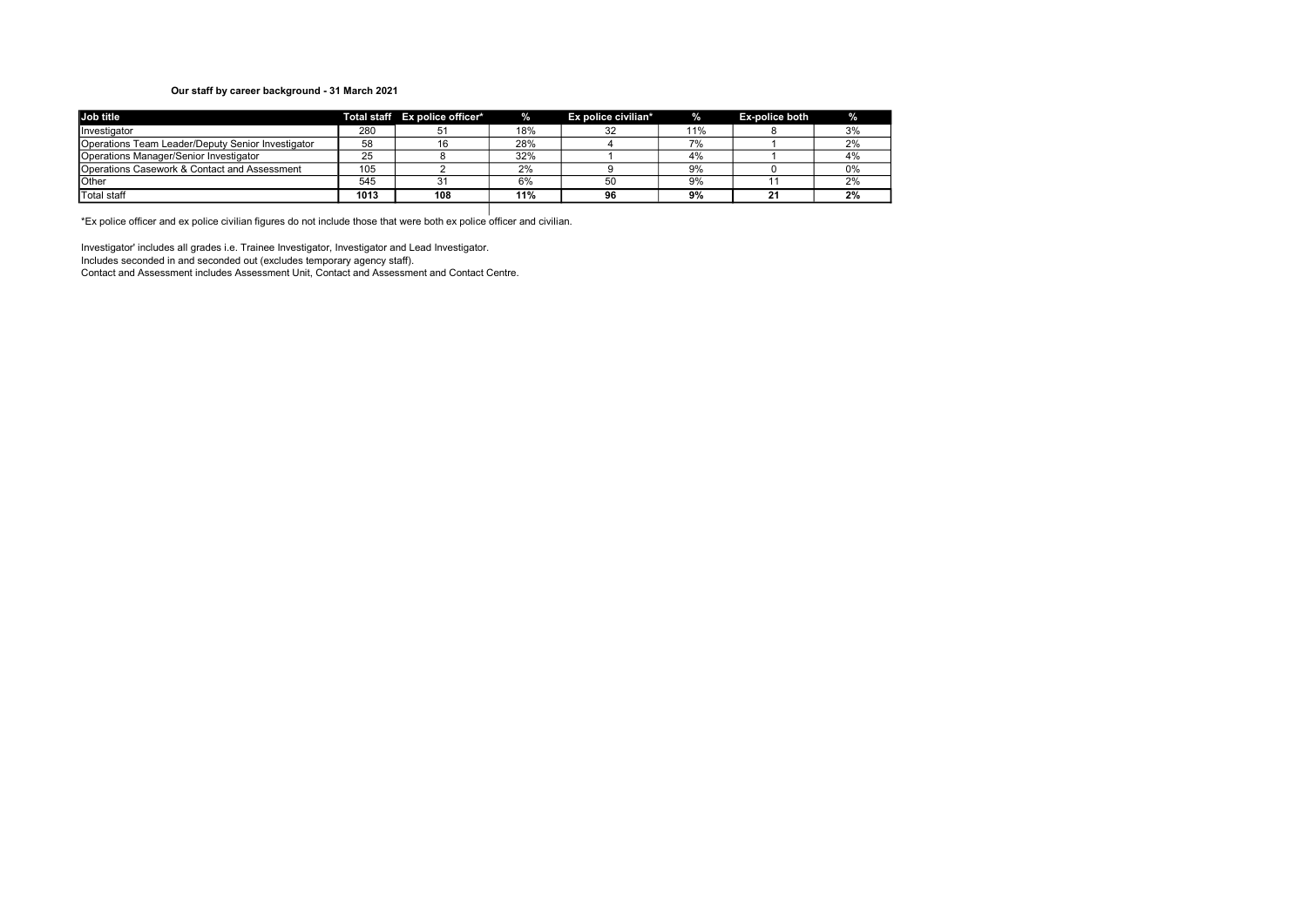**Our staff by career background - 31 March 2021**

| Job title | Total staff | Ex police officer* | % | Ex police civilian* | % | Ex-police both | % |
|---|---|---|---|---|---|---|---|
| Investigator | 280 | 51 | 18% | 32 | 11% | 8 | 3% |
| Operations Team Leader/Deputy Senior Investigator | 58 | 16 | 28% | 4 | 7% | 1 | 2% |
| Operations Manager/Senior Investigator | 25 | 8 | 32% | 1 | 4% | 1 | 4% |
| Operations Casework & Contact and Assessment | 105 | 2 | 2% | 9 | 9% | 0 | 0% |
| Other | 545 | 31 | 6% | 50 | 9% | 11 | 2% |
| Total staff | **1013** | **108** | **11%** | **96** | **9%** | **21** | **2%** |

*Ex police officer and ex police civilian figures do not include those that were both ex police officer and civilian.

Investigator' includes all grades i.e. Trainee Investigator, Investigator and Lead Investigator.
Includes seconded in and seconded out (excludes temporary agency staff).
Contact and Assessment includes Assessment Unit, Contact and Assessment and Contact Centre.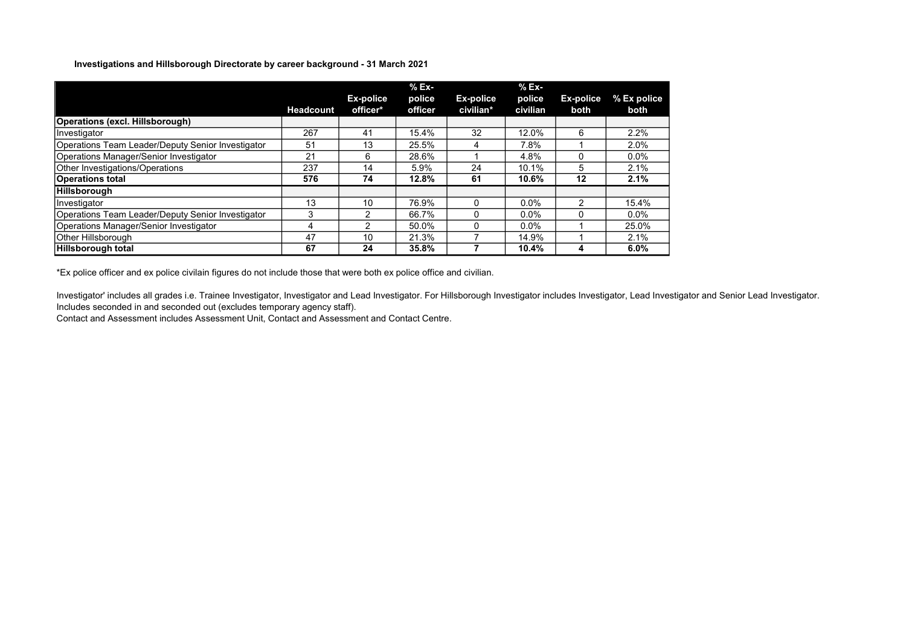**Investigations and Hillsborough Directorate by career background - 31 March 2021**

| | Headcount | Ex-police officer* | % Ex-police officer | Ex-police civilian* | % Ex-police civilian | Ex-police both | % Ex police both |
|---|---|---|---|---|---|---|---|
| **Operations (excl. Hillsborough)** | | | | | | | |
| Investigator | 267 | 41 | 15.4% | 32 | 12.0% | 6 | 2.2% |
| Operations Team Leader/Deputy Senior Investigator | 51 | 13 | 25.5% | 4 | 7.8% | 1 | 2.0% |
| Operations Manager/Senior Investigator | 21 | 6 | 28.6% | 1 | 4.8% | 0 | 0.0% |
| Other Investigations/Operations | 237 | 14 | 5.9% | 24 | 10.1% | 5 | 2.1% |
| **Operations total** | **576** | **74** | **12.8%** | **61** | **10.6%** | **12** | **2.1%** |
| **Hillsborough** | | | | | | | |
| Investigator | 13 | 10 | 76.9% | 0 | 0.0% | 2 | 15.4% |
| Operations Team Leader/Deputy Senior Investigator | 3 | 2 | 66.7% | 0 | 0.0% | 0 | 0.0% |
| Operations Manager/Senior Investigator | 4 | 2 | 50.0% | 0 | 0.0% | 1 | 25.0% |
| Other Hillsborough | 47 | 10 | 21.3% | 7 | 14.9% | 1 | 2.1% |
| **Hillsborough total** | **67** | **24** | **35.8%** | **7** | **10.4%** | **4** | **6.0%** |

*Ex police officer and ex police civilain figures do not include those that were both ex police office and civilian.

Investigator' includes all grades i.e. Trainee Investigator, Investigator and Lead Investigator. For Hillsborough Investigator includes Investigator, Lead Investigator and Senior Lead Investigator.
Includes seconded in and seconded out (excludes temporary agency staff).
Contact and Assessment includes Assessment Unit, Contact and Assessment and Contact Centre.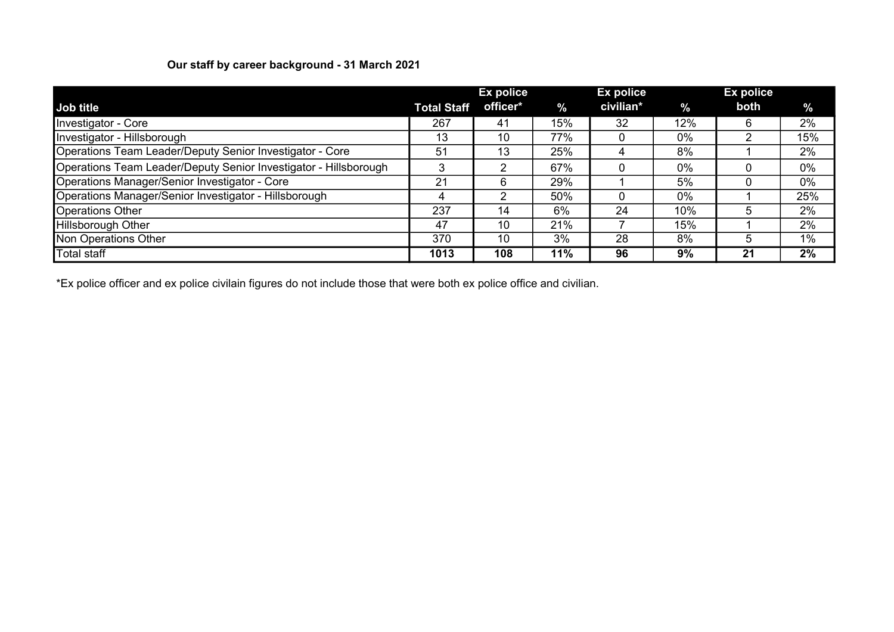**Our staff by career background - 31 March 2021**

| Job title | Total Staff | Ex police officer* | % | Ex police civilian* | % | Ex police both | % |
|---|---|---|---|---|---|---|---|
| Investigator - Core | 267 | 41 | 15% | 32 | 12% | 6 | 2% |
| Investigator - Hillsborough | 13 | 10 | 77% | 0 | 0% | 2 | 15% |
| Operations Team Leader/Deputy Senior Investigator - Core | 51 | 13 | 25% | 4 | 8% | 1 | 2% |
| Operations Team Leader/Deputy Senior Investigator - Hillsborough | 3 | 2 | 67% | 0 | 0% | 0 | 0% |
| Operations Manager/Senior Investigator - Core | 21 | 6 | 29% | 1 | 5% | 0 | 0% |
| Operations Manager/Senior Investigator - Hillsborough | 4 | 2 | 50% | 0 | 0% | 1 | 25% |
| Operations Other | 237 | 14 | 6% | 24 | 10% | 5 | 2% |
| Hillsborough Other | 47 | 10 | 21% | 7 | 15% | 1 | 2% |
| Non Operations Other | 370 | 10 | 3% | 28 | 8% | 5 | 1% |
| Total staff | **1013** | **108** | **11%** | **96** | **9%** | **21** | **2%** |

*Ex police officer and ex police civilain figures do not include those that were both ex police office and civilian.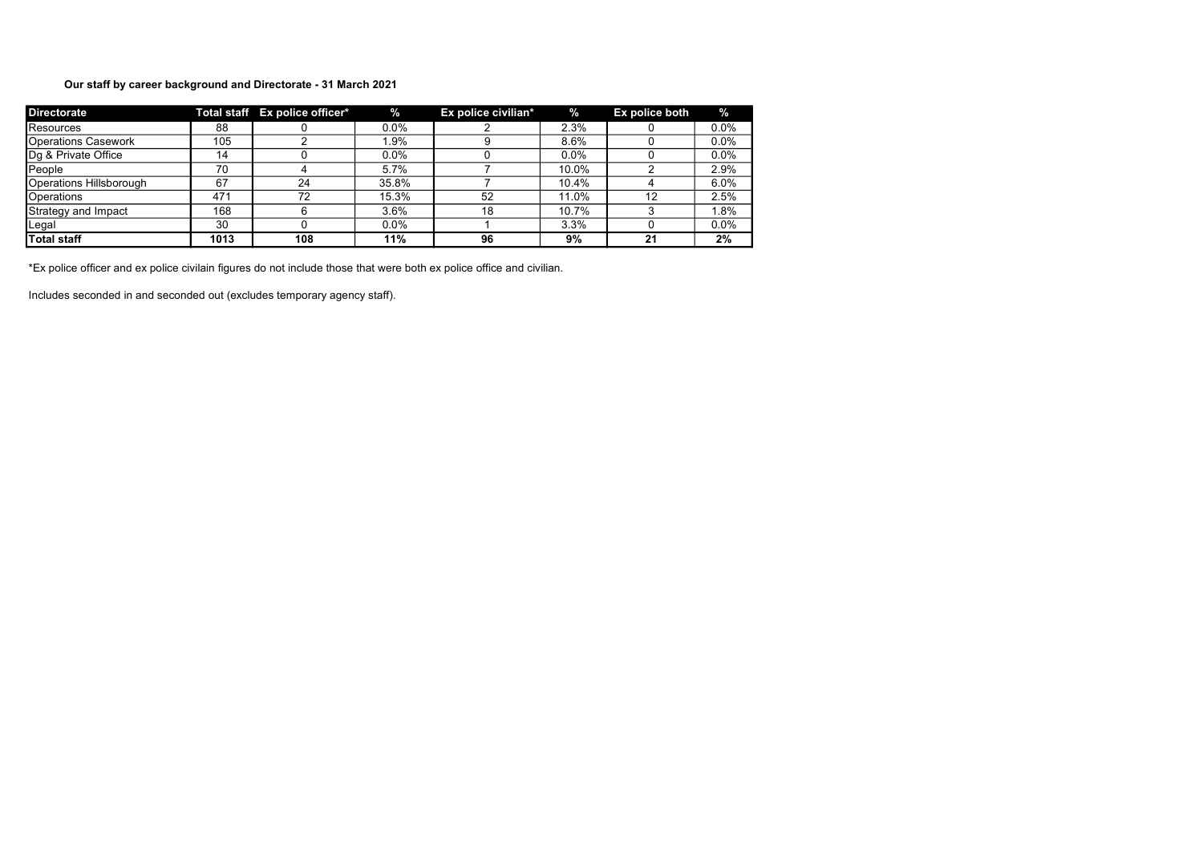**Our staff by career background and Directorate - 31 March 2021**

| Directorate | Total staff | Ex police officer* | % | Ex police civilian* | % | Ex police both | % |
|---|---|---|---|---|---|---|---|
| Resources | 88 | 0 | 0.0% | 2 | 2.3% | 0 | 0.0% |
| Operations Casework | 105 | 2 | 1.9% | 9 | 8.6% | 0 | 0.0% |
| Dg & Private Office | 14 | 0 | 0.0% | 0 | 0.0% | 0 | 0.0% |
| People | 70 | 4 | 5.7% | 7 | 10.0% | 2 | 2.9% |
| Operations Hillsborough | 67 | 24 | 35.8% | 7 | 10.4% | 4 | 6.0% |
| Operations | 471 | 72 | 15.3% | 52 | 11.0% | 12 | 2.5% |
| Strategy and Impact | 168 | 6 | 3.6% | 18 | 10.7% | 3 | 1.8% |
| Legal | 30 | 0 | 0.0% | 1 | 3.3% | 0 | 0.0% |
| **Total staff** | **1013** | **108** | **11%** | **96** | **9%** | **21** | **2%** |

*Ex police officer and ex police civilain figures do not include those that were both ex police office and civilian.

Includes seconded in and seconded out (excludes temporary agency staff).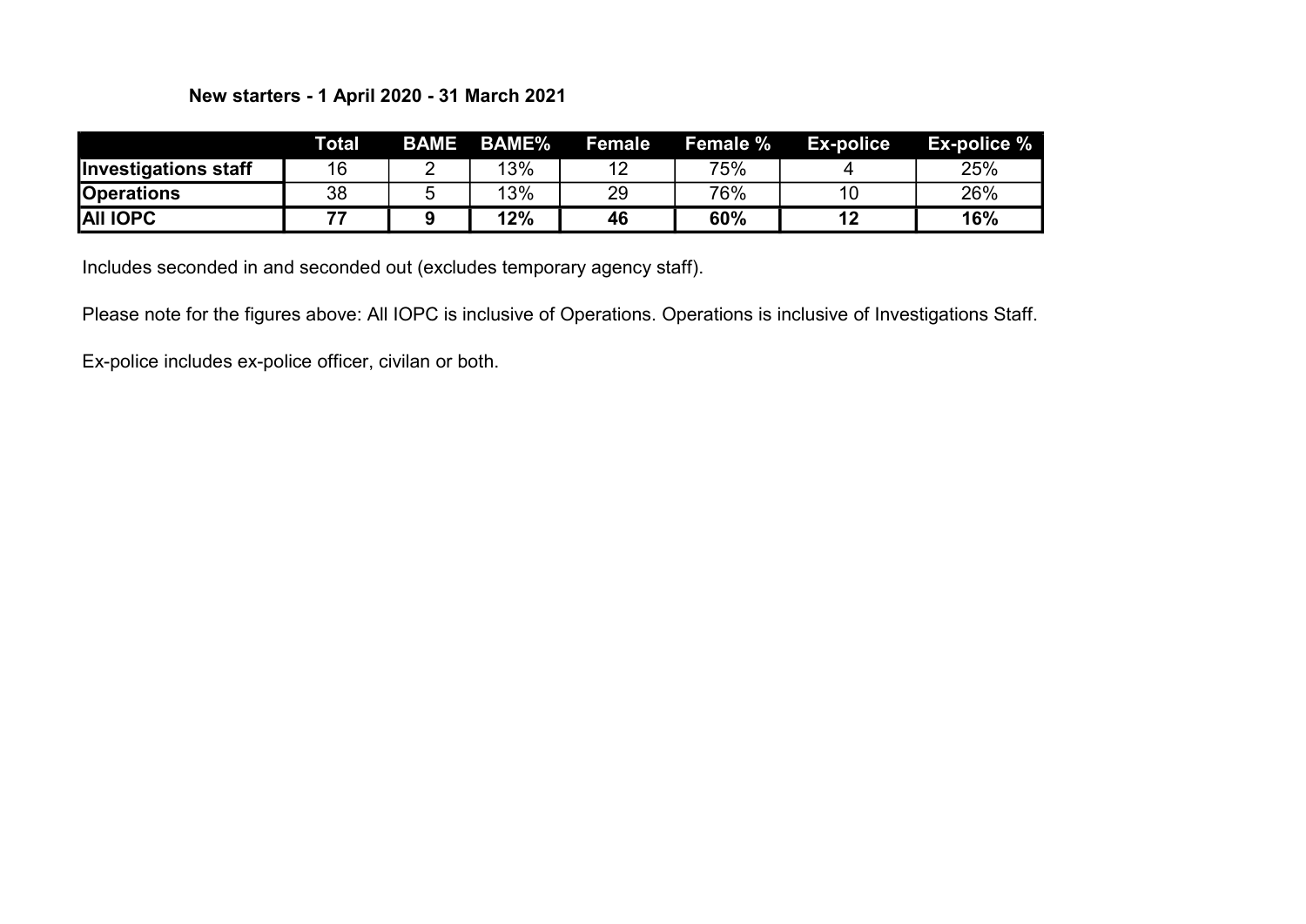**New starters - 1 April 2020 - 31 March 2021**

| | Total | BAME | BAME% | Female | Female % | Ex-police | Ex-police % |
|---|---|---|---|---|---|---|---|
| **Investigations staff** | 16 | 2 | 13% | 12 | 75% | 4 | 25% |
| **Operations** | 38 | 5 | 13% | 29 | 76% | 10 | 26% |
| **All IOPC** | **77** | **9** | **12%** | **46** | **60%** | **12** | **16%** |

Includes seconded in and seconded out (excludes temporary agency staff).

Please note for the figures above: All IOPC is inclusive of Operations. Operations is inclusive of Investigations Staff.

Ex-police includes ex-police officer, civilan or both.